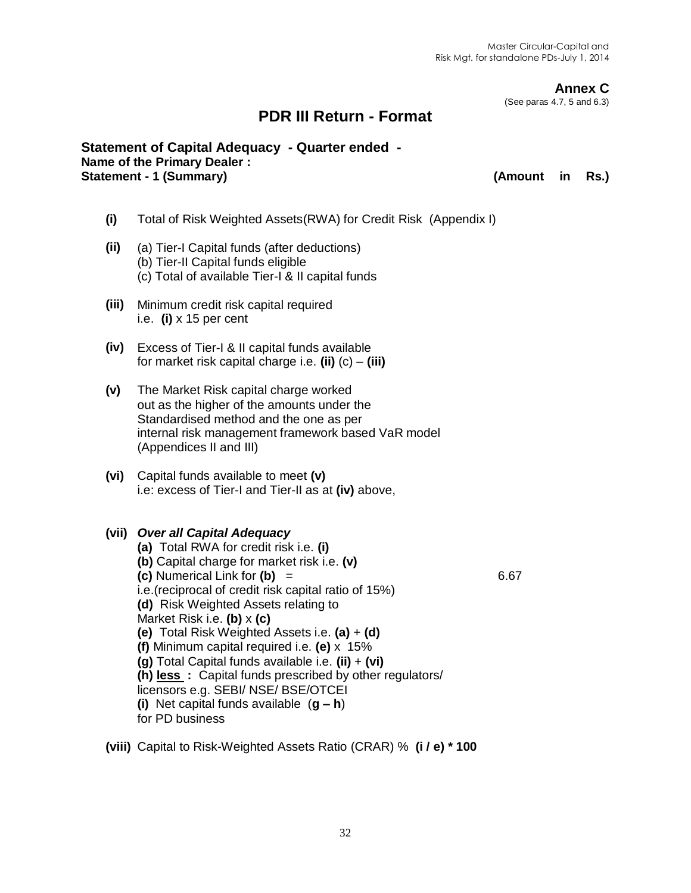**Annex C**
(See paras 4.7, 5 and 6.3)

# PDR III Return - Format

**Statement of Capital Adequacy - Quarter ended -**
**Name of the Primary Dealer :**
**Statement - 1 (Summary)** **(Amount in Rs.)**

**(i)** Total of Risk Weighted Assets(RWA) for Credit Risk (Appendix I)

**(ii)** (a) Tier-I Capital funds (after deductions)
(b) Tier-II Capital funds eligible
(c) Total of available Tier-I & II capital funds

**(iii)** Minimum credit risk capital required
i.e. **(i)** x 15 per cent

**(iv)** Excess of Tier-I & II capital funds available
for market risk capital charge i.e. **(ii)** (c) – **(iii)**

**(v)** The Market Risk capital charge worked
out as the higher of the amounts under the
Standardised method and the one as per
internal risk management framework based VaR model
(Appendices II and III)

**(vi)** Capital funds available to meet **(v)**
i.e: excess of Tier-I and Tier-II as at **(iv)** above,

**(vii)** ***Over all Capital Adequacy***
**(a)** Total RWA for credit risk i.e. **(i)**
**(b)** Capital charge for market risk i.e. **(v)**
**(c)** Numerical Link for **(b)** = 6.67
i.e.(reciprocal of credit risk capital ratio of 15%)
**(d)** Risk Weighted Assets relating to
Market Risk i.e. **(b)** x **(c)**
**(e)** Total Risk Weighted Assets i.e. **(a)** + **(d)**
**(f)** Minimum capital required i.e. **(e)** x 15%
**(g)** Total Capital funds available i.e. **(ii)** + **(vi)**
**(h)** **<u>less</u> :** Capital funds prescribed by other regulators/
licensors e.g. SEBI/ NSE/ BSE/OTCEI
**(i)** Net capital funds available (**g – h**)
for PD business

**(viii)** Capital to Risk-Weighted Assets Ratio (CRAR) % **(i / e) * 100**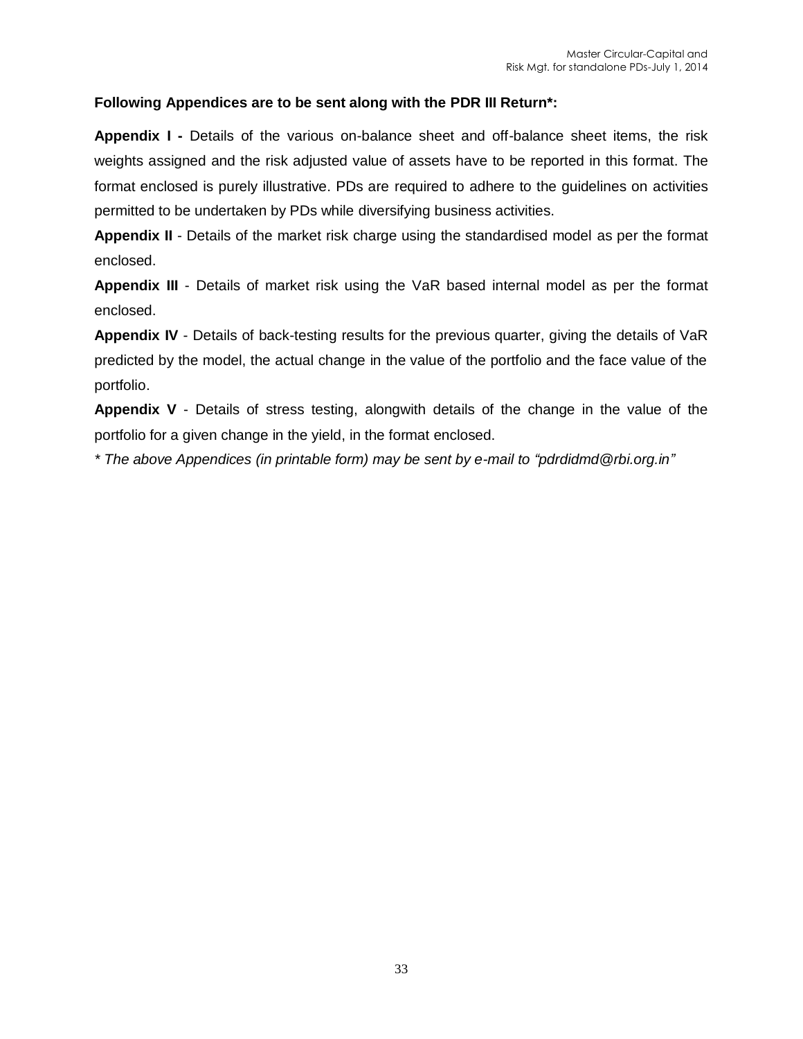**Following Appendices are to be sent along with the PDR III Return*:**

**Appendix I -** Details of the various on-balance sheet and off-balance sheet items, the risk weights assigned and the risk adjusted value of assets have to be reported in this format. The format enclosed is purely illustrative. PDs are required to adhere to the guidelines on activities permitted to be undertaken by PDs while diversifying business activities.

**Appendix II** - Details of the market risk charge using the standardised model as per the format enclosed.

**Appendix III** - Details of market risk using the VaR based internal model as per the format enclosed.

**Appendix IV** - Details of back-testing results for the previous quarter, giving the details of VaR predicted by the model, the actual change in the value of the portfolio and the face value of the portfolio.

**Appendix V** - Details of stress testing, alongwith details of the change in the value of the portfolio for a given change in the yield, in the format enclosed.

*\* The above Appendices (in printable form) may be sent by e-mail to “pdrdidmd@rbi.org.in”*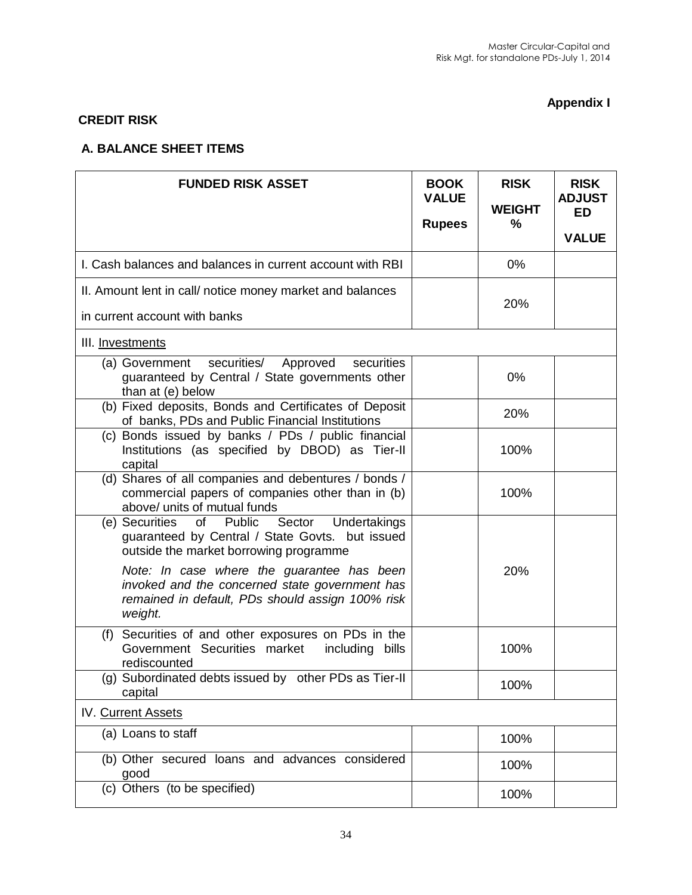**Appendix I**

**CREDIT RISK**

**A. BALANCE SHEET ITEMS**

| FUNDED RISK ASSET | BOOK VALUE Rupees | RISK WEIGHT % | RISK ADJUSTED VALUE |
|---|---|---|---|
| I. Cash balances and balances in current account with RBI | | 0% | |
| II. Amount lent in call/ notice money market and balances in current account with banks | | 20% | |
| III. Investments | | | |
| (a) Government securities/ Approved securities guaranteed by Central / State governments other than at (e) below | | 0% | |
| (b) Fixed deposits, Bonds and Certificates of Deposit of banks, PDs and Public Financial Institutions | | 20% | |
| (c) Bonds issued by banks / PDs / public financial Institutions (as specified by DBOD) as Tier-II capital | | 100% | |
| (d) Shares of all companies and debentures / bonds / commercial papers of companies other than in (b) above/ units of mutual funds | | 100% | |
| (e) Securities of Public Sector Undertakings guaranteed by Central / State Govts. but issued outside the market borrowing programme<br><br>*Note: In case where the guarantee has been invoked and the concerned state government has remained in default, PDs should assign 100% risk weight.* | | 20% | |
| (f) Securities of and other exposures on PDs in the Government Securities market including bills rediscounted | | 100% | |
| (g) Subordinated debts issued by other PDs as Tier-II capital | | 100% | |
| IV. Current Assets | | | |
| (a) Loans to staff | | 100% | |
| (b) Other secured loans and advances considered good | | 100% | |
| (c) Others (to be specified) | | 100% | |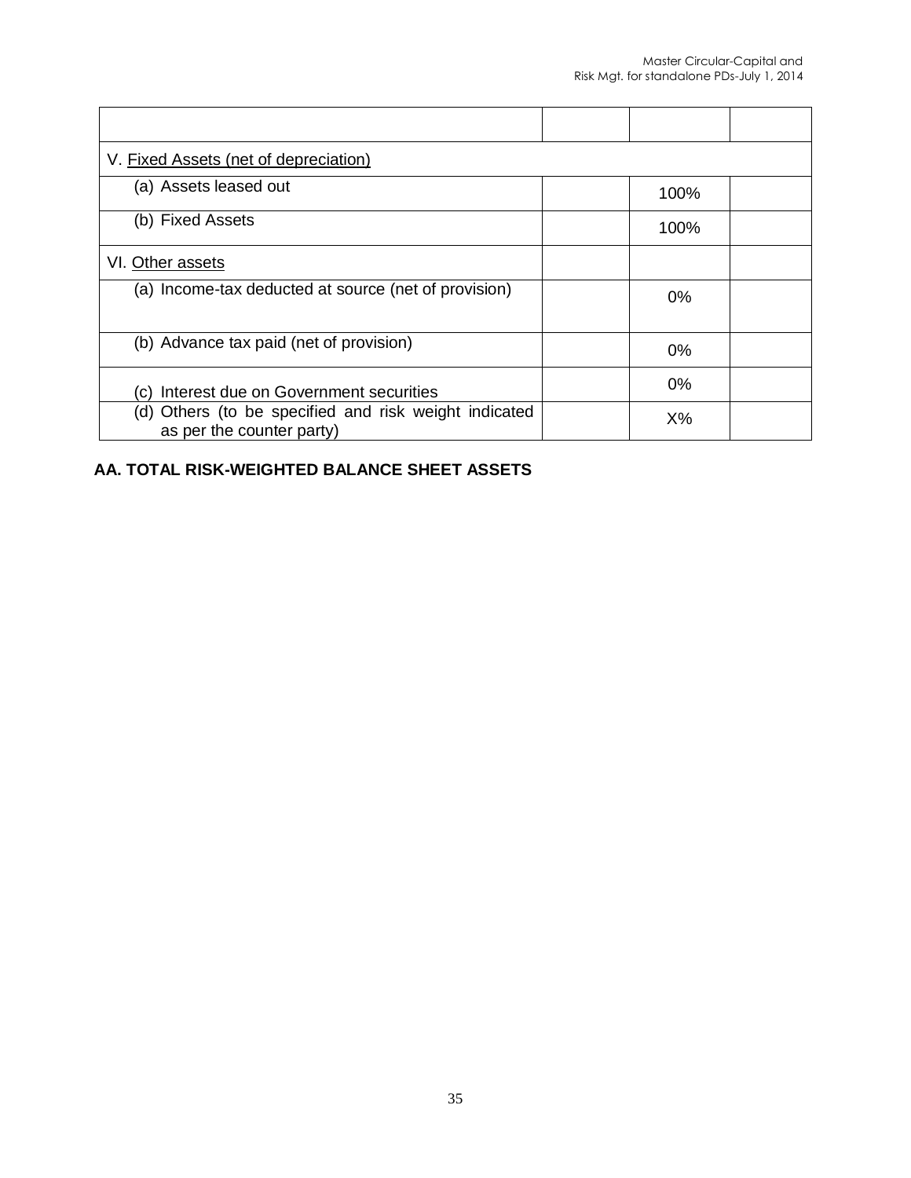| | | | |
|---|---|---|---|
| V. Fixed Assets (net of depreciation) | | | |
| (a) Assets leased out | | 100% | |
| (b) Fixed Assets | | 100% | |
| VI. Other assets | | | |
| (a) Income-tax deducted at source (net of provision) | | 0% | |
| (b) Advance tax paid (net of provision) | | 0% | |
| (c) Interest due on Government securities | | 0% | |
| (d) Others (to be specified and risk weight indicated as per the counter party) | | X% | |

**AA. TOTAL RISK-WEIGHTED BALANCE SHEET ASSETS**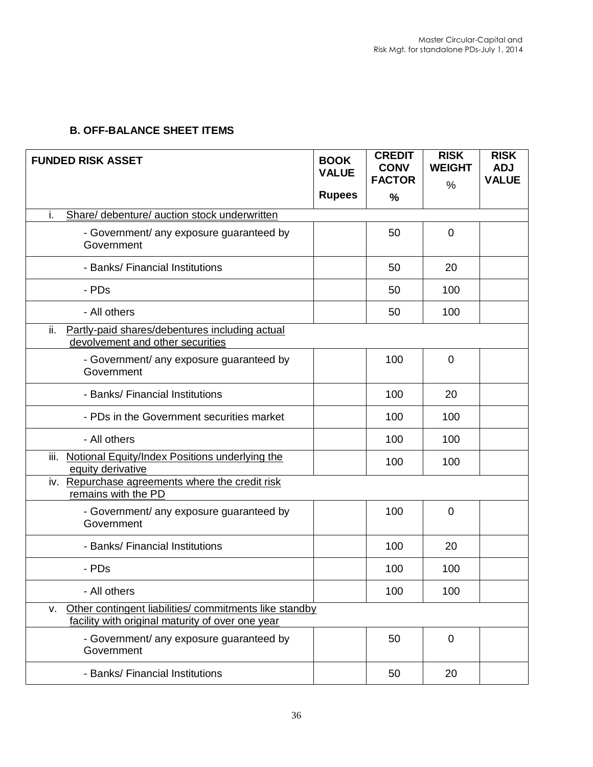**B. OFF-BALANCE SHEET ITEMS**

| FUNDED RISK ASSET | BOOK VALUE Rupees | CREDIT CONV FACTOR % | RISK WEIGHT % | RISK ADJ VALUE |
|---|---|---|---|---|
| i. Share/ debenture/ auction stock underwritten | | | | |
| - Government/ any exposure guaranteed by Government | | 50 | 0 | |
| - Banks/ Financial Institutions | | 50 | 20 | |
| - PDs | | 50 | 100 | |
| - All others | | 50 | 100 | |
| ii. Partly-paid shares/debentures including actual devolvement and other securities | | | | |
| - Government/ any exposure guaranteed by Government | | 100 | 0 | |
| - Banks/ Financial Institutions | | 100 | 20 | |
| - PDs in the Government securities market | | 100 | 100 | |
| - All others | | 100 | 100 | |
| iii. Notional Equity/Index Positions underlying the equity derivative | | 100 | 100 | |
| iv. Repurchase agreements where the credit risk remains with the PD | | | | |
| - Government/ any exposure guaranteed by Government | | 100 | 0 | |
| - Banks/ Financial Institutions | | 100 | 20 | |
| - PDs | | 100 | 100 | |
| - All others | | 100 | 100 | |
| v. Other contingent liabilities/ commitments like standby facility with original maturity of over one year | | | | |
| - Government/ any exposure guaranteed by Government | | 50 | 0 | |
| - Banks/ Financial Institutions | | 50 | 20 | |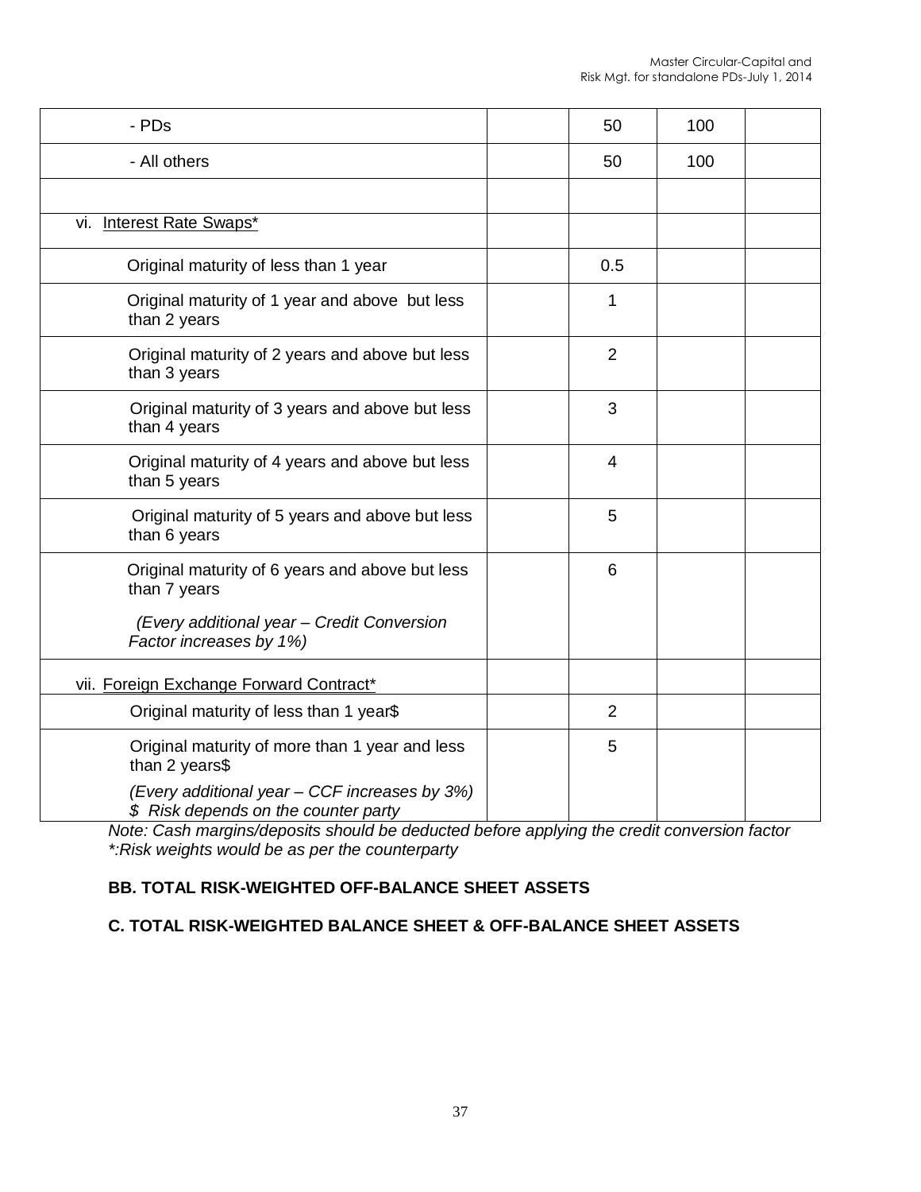| | | | | |
|---|---|---|---|---|
| - PDs | | 50 | 100 | |
| - All others | | 50 | 100 | |
| | | | | |
| vi. Interest Rate Swaps* | | | | |
| Original maturity of less than 1 year | | 0.5 | | |
| Original maturity of 1 year and above but less than 2 years | | 1 | | |
| Original maturity of 2 years and above but less than 3 years | | 2 | | |
| Original maturity of 3 years and above but less than 4 years | | 3 | | |
| Original maturity of 4 years and above but less than 5 years | | 4 | | |
| Original maturity of 5 years and above but less than 6 years | | 5 | | |
| Original maturity of 6 years and above but less than 7 years<br>*(Every additional year – Credit Conversion Factor increases by 1%)* | | 6 | | |
| vii. Foreign Exchange Forward Contract* | | | | |
| Original maturity of less than 1 year$ | | 2 | | |
| Original maturity of more than 1 year and less than 2 years$<br>*(Every additional year – CCF increases by 3%)*<br>*$ Risk depends on the counter party* | | 5 | | |

*Note: Cash margins/deposits should be deducted before applying the credit conversion factor*
*\*:Risk weights would be as per the counterparty*

**BB. TOTAL RISK-WEIGHTED OFF-BALANCE SHEET ASSETS**

**C. TOTAL RISK-WEIGHTED BALANCE SHEET & OFF-BALANCE SHEET ASSETS**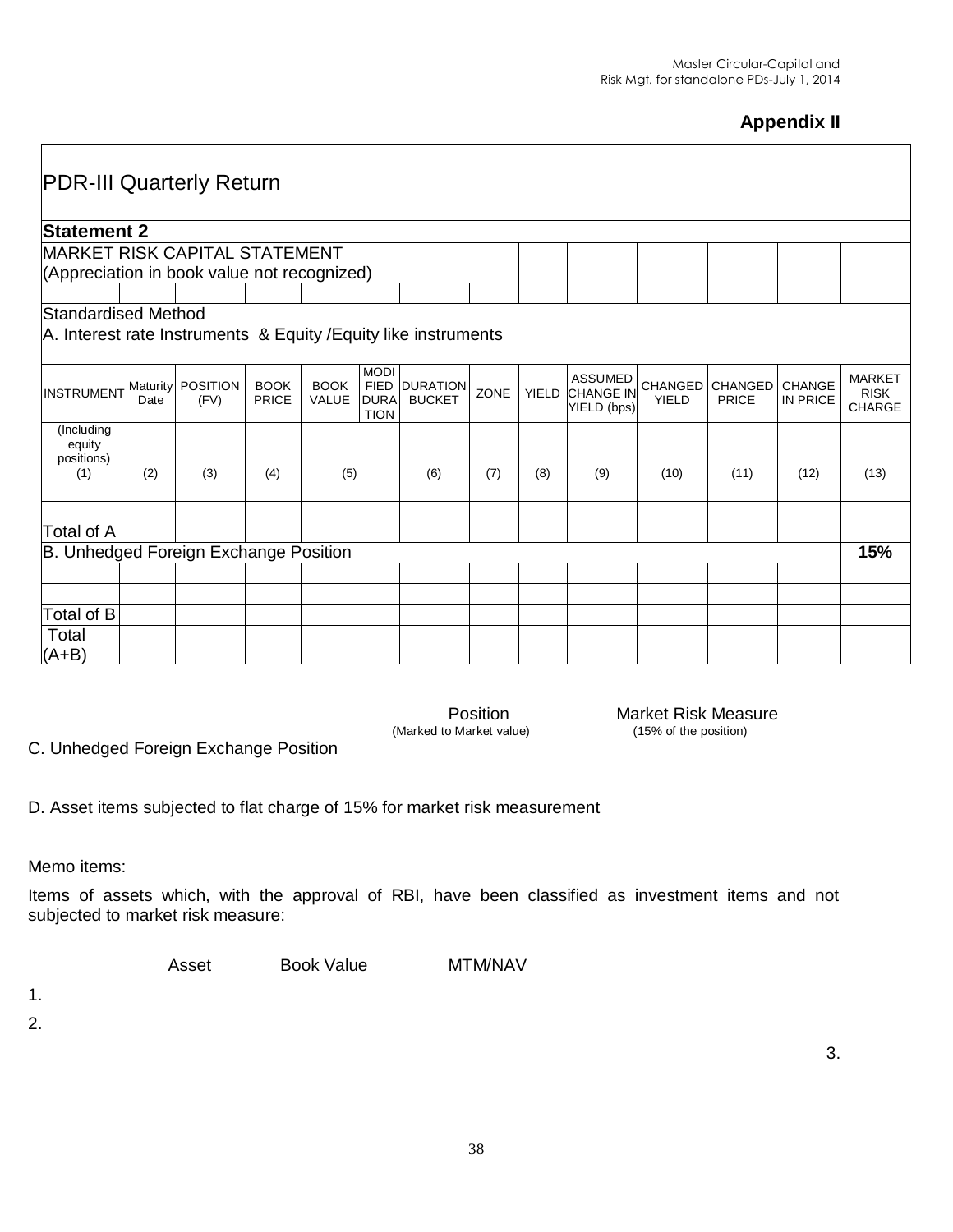## Appendix II

# PDR-III Quarterly Return

## Statement 2

MARKET RISK CAPITAL STATEMENT
(Appreciation in book value not recognized)

Standardised Method

A. Interest rate Instruments & Equity /Equity like instruments

| INSTRUMENT | Maturity Date | POSITION (FV) | BOOK PRICE | BOOK VALUE | MODIFIED DURATION | DURATION BUCKET | ZONE | YIELD | ASSUMED CHANGE IN YIELD (bps) | CHANGED YIELD | CHANGED PRICE | CHANGE IN PRICE | MARKET RISK CHARGE |
|---|---|---|---|---|---|---|---|---|---|---|---|---|---|
| (Including equity positions) (1) | (2) | (3) | (4) | (5) | | (6) | (7) | (8) | (9) | (10) | (11) | (12) | (13) |
| | | | | | | | | | | | | | |
| | | | | | | | | | | | | | |
| Total of A | | | | | | | | | | | | | |
| B. Unhedged Foreign Exchange Position | | | | | | | | | | | | | 15% |
| | | | | | | | | | | | | | |
| | | | | | | | | | | | | | |
| Total of B | | | | | | | | | | | | | |
| Total (A+B) | | | | | | | | | | | | | |

| | Position (Marked to Market value) | Market Risk Measure (15% of the position) |
|---|---|---|
| C. Unhedged Foreign Exchange Position | | |
| D. Asset items subjected to flat charge of 15% for market risk measurement | | |

Memo items:

Items of assets which, with the approval of RBI, have been classified as investment items and not subjected to market risk measure:

| | Asset | Book Value | MTM/NAV |
|---|---|---|---|
| 1. | | | |
| 2. | | | |
| 3. | | | |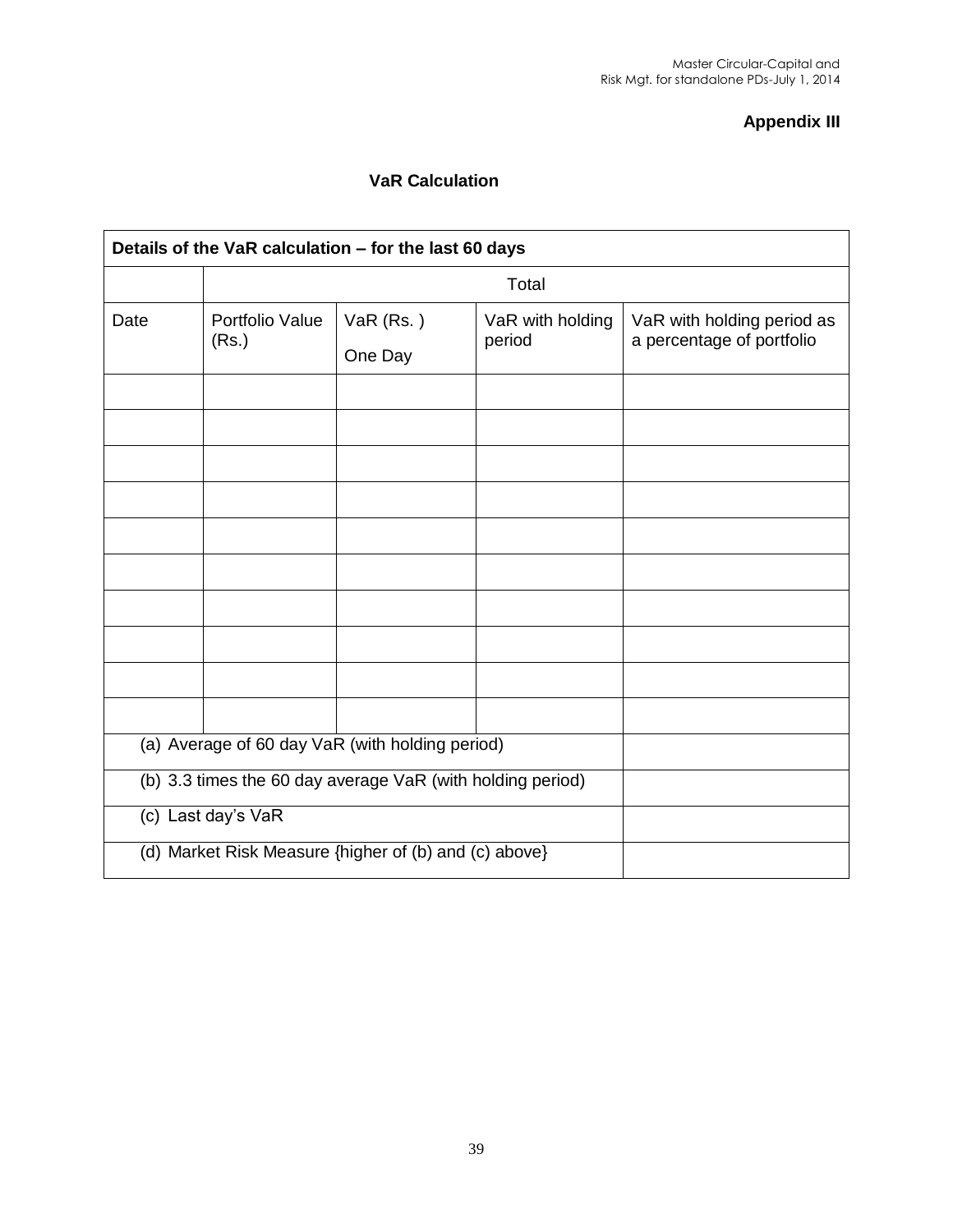**Appendix III**

**VaR Calculation**

| **Details of the VaR calculation – for the last 60 days** | | | | |
|---|---|---|---|---|
| | Total | | | |
| Date | Portfolio Value (Rs.) | VaR (Rs. ) One Day | VaR with holding period | VaR with holding period as a percentage of portfolio |
| | | | | |
| | | | | |
| | | | | |
| | | | | |
| | | | | |
| | | | | |
| | | | | |
| | | | | |
| | | | | |
| | | | | |
| (a) Average of 60 day VaR (with holding period) | | | | |
| (b) 3.3 times the 60 day average VaR (with holding period) | | | | |
| (c) Last day's VaR | | | | |
| (d) Market Risk Measure {higher of (b) and (c) above} | | | | |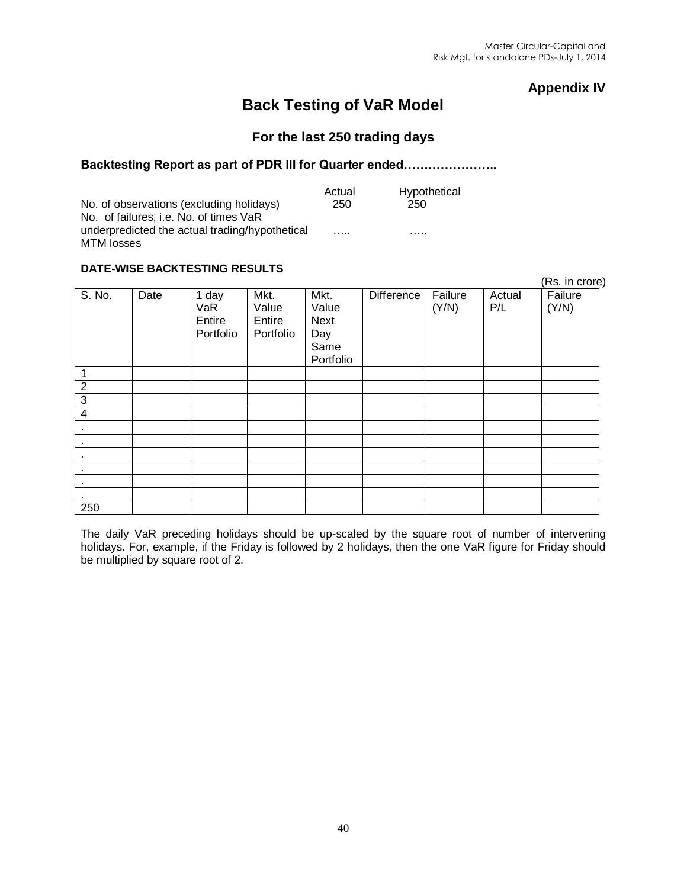**Appendix IV**

# Back Testing of VaR Model

## For the last 250 trading days

### Backtesting Report as part of PDR III for Quarter ended…………………..

| | Actual | Hypothetical |
|---|---|---|
| No. of observations (excluding holidays) | 250 | 250 |
| No. of failures, i.e. No. of times VaR underpredicted the actual trading/hypothetical MTM losses | ….. | ….. |

**DATE-WISE BACKTESTING RESULTS**

(Rs. in crore)

| S. No. | Date | 1 day VaR Entire Portfolio | Mkt. Value Entire Portfolio | Mkt. Value Next Day Same Portfolio | Difference | Failure (Y/N) | Actual P/L | Failure (Y/N) |
|---|---|---|---|---|---|---|---|---|
| 1 | | | | | | | | |
| 2 | | | | | | | | |
| 3 | | | | | | | | |
| 4 | | | | | | | | |
| . | | | | | | | | |
| . | | | | | | | | |
| . | | | | | | | | |
| . | | | | | | | | |
| . | | | | | | | | |
| . | | | | | | | | |
| 250 | | | | | | | | |

The daily VaR preceding holidays should be up-scaled by the square root of number of intervening holidays. For, example, if the Friday is followed by 2 holidays, then the one VaR figure for Friday should be multiplied by square root of 2.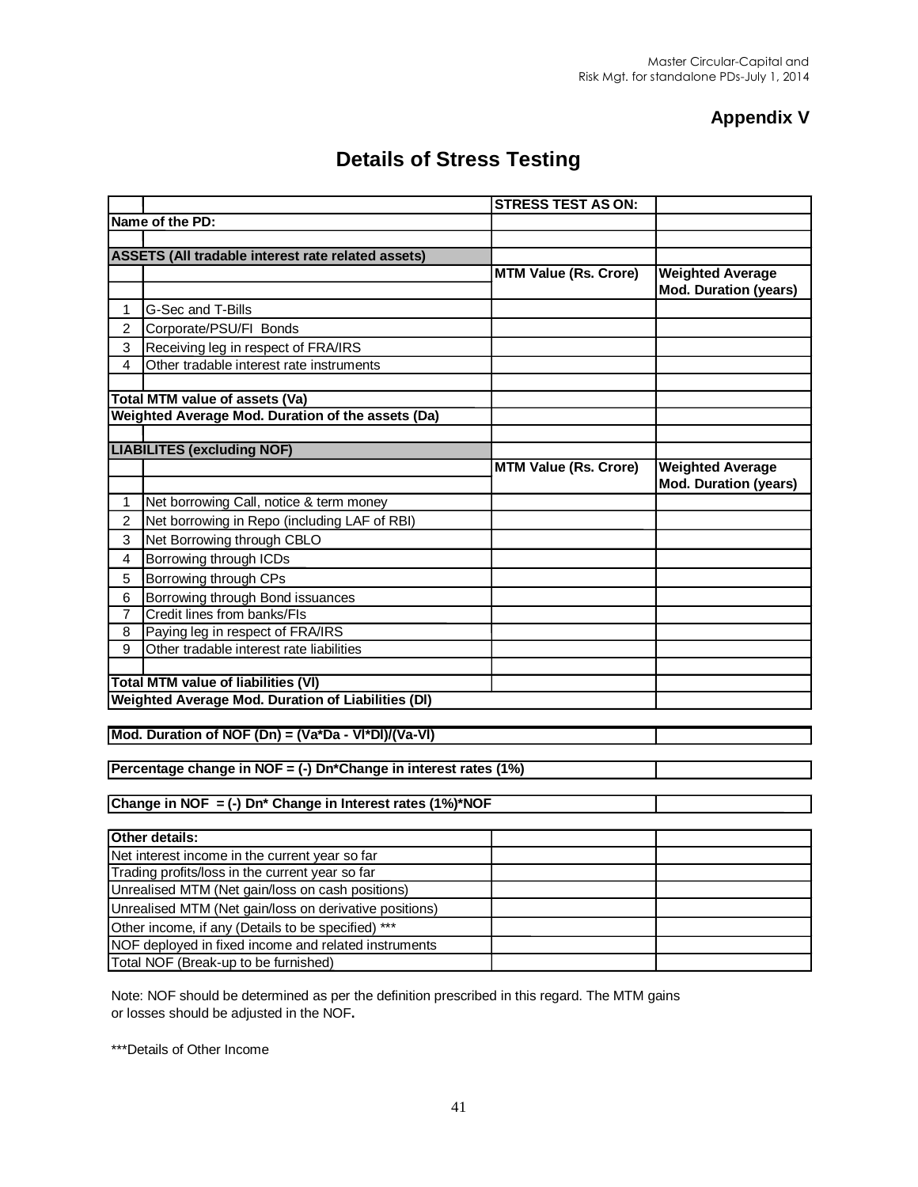## Appendix V

# Details of Stress Testing

| | | STRESS TEST AS ON: | |
|---|---|---|---|
| **Name of the PD:** | | | |
| | | | |
| **ASSETS (All tradable interest rate related assets)** | | | |
| | | **MTM Value (Rs. Crore)** | **Weighted Average Mod. Duration (years)** |
| 1 | G-Sec and T-Bills | | |
| 2 | Corporate/PSU/FI Bonds | | |
| 3 | Receiving leg in respect of FRA/IRS | | |
| 4 | Other tradable interest rate instruments | | |
| | | | |
| **Total MTM value of assets (Va)** | | | |
| **Weighted Average Mod. Duration of the assets (Da)** | | | |
| | | | |
| **LIABILITES (excluding NOF)** | | | |
| | | **MTM Value (Rs. Crore)** | **Weighted Average Mod. Duration (years)** |
| 1 | Net borrowing Call, notice & term money | | |
| 2 | Net borrowing in Repo (including LAF of RBI) | | |
| 3 | Net Borrowing through CBLO | | |
| 4 | Borrowing through ICDs | | |
| 5 | Borrowing through CPs | | |
| 6 | Borrowing through Bond issuances | | |
| 7 | Credit lines from banks/FIs | | |
| 8 | Paying leg in respect of FRA/IRS | | |
| 9 | Other tradable interest rate liabilities | | |
| | | | |
| **Total MTM value of liabilities (Vl)** | | | |
| **Weighted Average Mod. Duration of Liabilities (Dl)** | | | |

| | |
|---|---|
| **Mod. Duration of NOF (Dn) = (Va*Da - Vl*Dl)/(Va-Vl)** | |
| **Percentage change in NOF = (-) Dn*Change in interest rates (1%)** | |
| **Change in NOF = (-) Dn* Change in Interest rates (1%)*NOF** | |

| **Other details:** | | |
|---|---|---|
| Net interest income in the current year so far | | |
| Trading profits/loss in the current year so far | | |
| Unrealised MTM (Net gain/loss on cash positions) | | |
| Unrealised MTM (Net gain/loss on derivative positions) | | |
| Other income, if any (Details to be specified) *** | | |
| NOF deployed in fixed income and related instruments | | |
| Total NOF (Break-up to be furnished) | | |

Note: NOF should be determined as per the definition prescribed in this regard. The MTM gains or losses should be adjusted in the NOF**.**

***Details of Other Income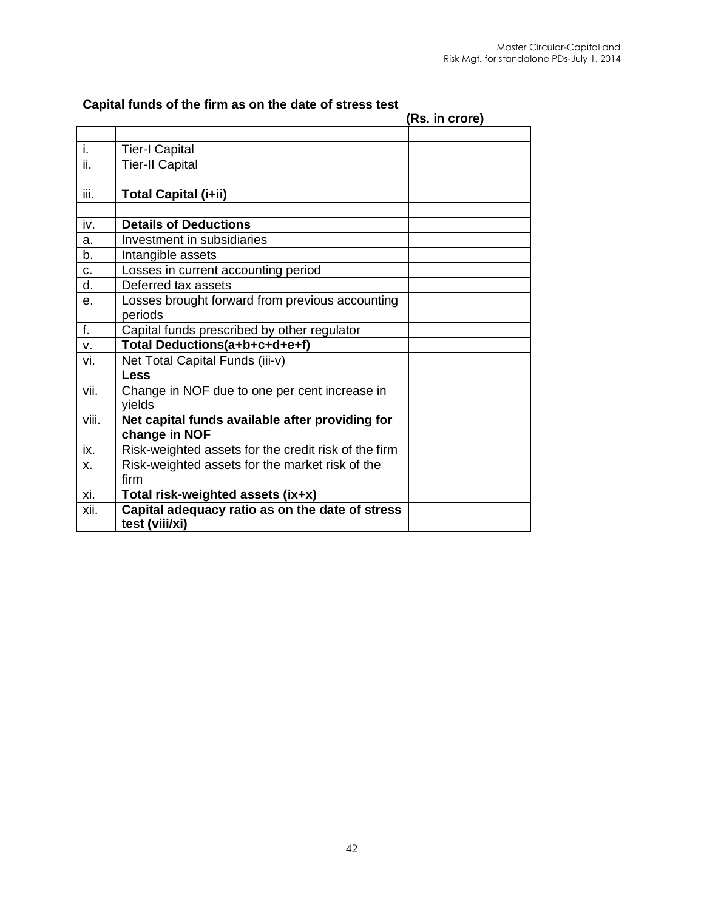**Capital funds of the firm as on the date of stress test**

**(Rs. in crore)**

| | | |
|---|---|---|
| | | |
| i. | Tier-I Capital | |
| ii. | Tier-II Capital | |
| | | |
| iii. | **Total Capital (i+ii)** | |
| | | |
| iv. | **Details of Deductions** | |
| a. | Investment in subsidiaries | |
| b. | Intangible assets | |
| c. | Losses in current accounting period | |
| d. | Deferred tax assets | |
| e. | Losses brought forward from previous accounting periods | |
| f. | Capital funds prescribed by other regulator | |
| v. | **Total Deductions(a+b+c+d+e+f)** | |
| vi. | Net Total Capital Funds (iii-v) | |
| | **Less** | |
| vii. | Change in NOF due to one per cent increase in yields | |
| viii. | **Net capital funds available after providing for change in NOF** | |
| ix. | Risk-weighted assets for the credit risk of the firm | |
| x. | Risk-weighted assets for the market risk of the firm | |
| xi. | **Total risk-weighted assets (ix+x)** | |
| xii. | **Capital adequacy ratio as on the date of stress test (viii/xi)** | |